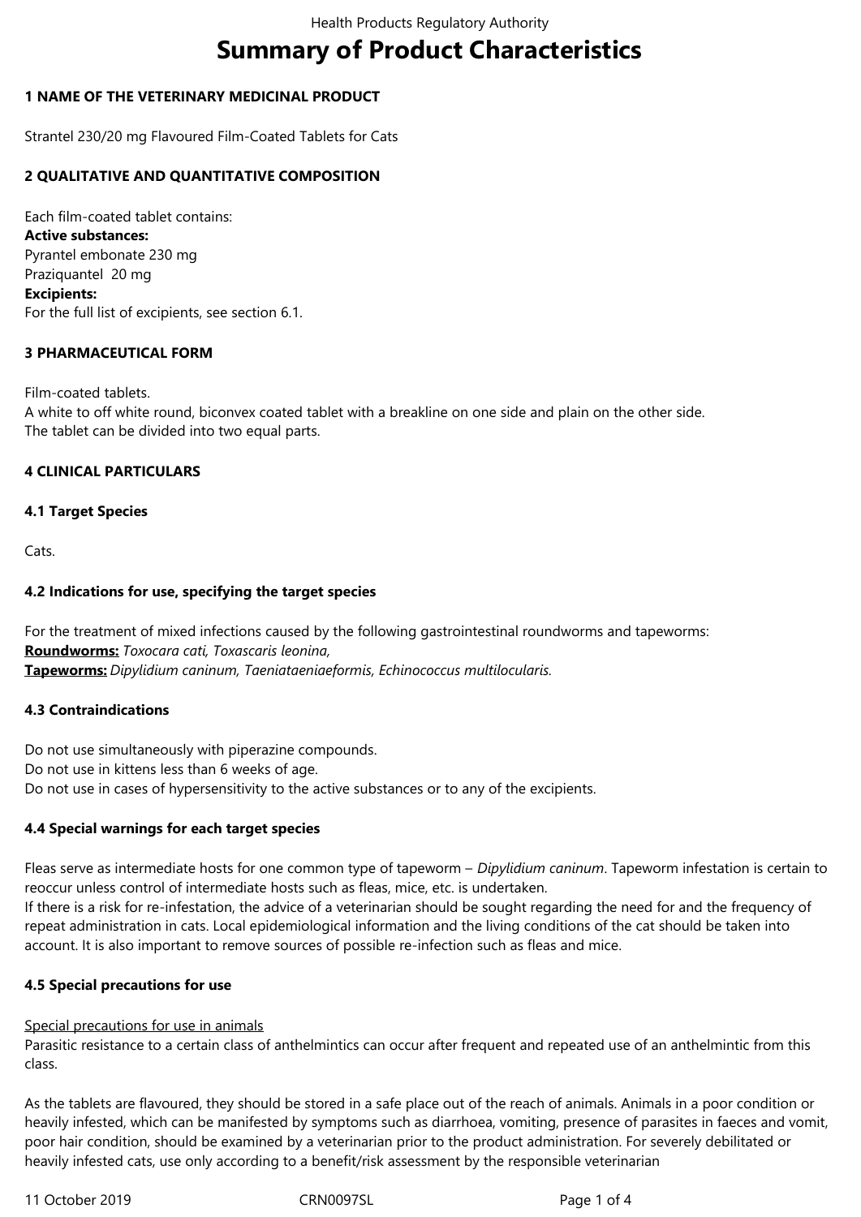# Summary of Product Characteristics

## 1 NAME OF THE VETERINARY MEDICINAL PRODUCT

Strantel 230/20 mg Flavoured Film-Coated Tablets for Cats

## 2 QUALITATIVE AND QUANTITATIVE COMPOSITION

Each film-coated tablet contains:

**Active substances:**

Pyrantel embonate 230 mg

Praziquantel 20 mg

**Excipients:**

For the full list of excipients, see section 6.1.

## 3 PHARMACEUTICAL FORM

Film-coated tablets.

A white to off white round, biconvex coated tablet with a breakline on one side and plain on the other side.

The tablet can be divided into two equal parts.

## 4 CLINICAL PARTICULARS

### 4.1 Target Species

Cats.

### 4.2 Indications for use, specifying the target species

For the treatment of mixed infections caused by the following gastrointestinal roundworms and tapeworms:

**Roundworms:** *Toxocara cati, Toxascaris leonina,*

**Tapeworms:** *Dipylidium caninum, Taeniataeniaeformis, Echinococcus multilocularis.*

### 4.3 Contraindications

Do not use simultaneously with piperazine compounds.

Do not use in kittens less than 6 weeks of age.

Do not use in cases of hypersensitivity to the active substances or to any of the excipients.

### 4.4 Special warnings for each target species

Fleas serve as intermediate hosts for one common type of tapeworm – *Dipylidium caninum*. Tapeworm infestation is certain to reoccur unless control of intermediate hosts such as fleas, mice, etc. is undertaken.

If there is a risk for re-infestation, the advice of a veterinarian should be sought regarding the need for and the frequency of repeat administration in cats. Local epidemiological information and the living conditions of the cat should be taken into account. It is also important to remove sources of possible re-infection such as fleas and mice.

### 4.5 Special precautions for use

Special precautions for use in animals

Parasitic resistance to a certain class of anthelmintics can occur after frequent and repeated use of an anthelmintic from this class.

As the tablets are flavoured, they should be stored in a safe place out of the reach of animals. Animals in a poor condition or heavily infested, which can be manifested by symptoms such as diarrhoea, vomiting, presence of parasites in faeces and vomit, poor hair condition, should be examined by a veterinarian prior to the product administration. For severely debilitated or heavily infested cats, use only according to a benefit/risk assessment by the responsible veterinarian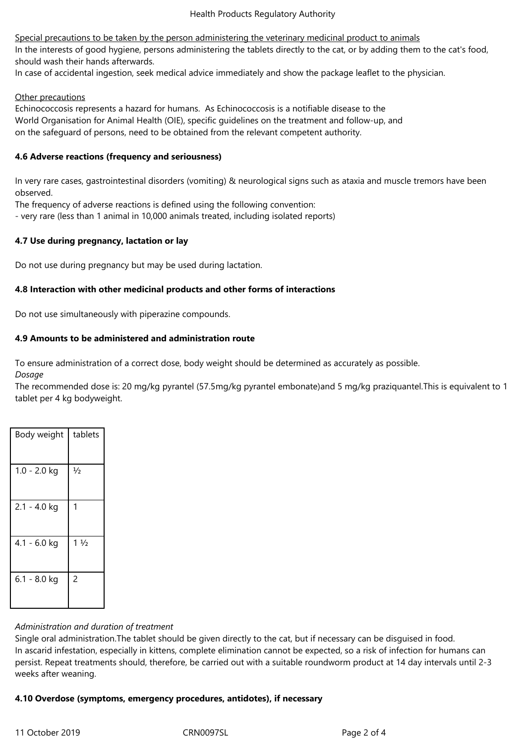Special precautions to be taken by the person administering the veterinary medicinal product to animals

In the interests of good hygiene, persons administering the tablets directly to the cat, or by adding them to the cat's food, should wash their hands afterwards.

In case of accidental ingestion, seek medical advice immediately and show the package leaflet to the physician.

Other precautions

Echinococcosis represents a hazard for humans. As Echinococcosis is a notifiable disease to the World Organisation for Animal Health (OIE), specific guidelines on the treatment and follow-up, and on the safeguard of persons, need to be obtained from the relevant competent authority.

**4.6 Adverse reactions (frequency and seriousness)**

In very rare cases, gastrointestinal disorders (vomiting) & neurological signs such as ataxia and muscle tremors have been observed.

The frequency of adverse reactions is defined using the following convention:

- very rare (less than 1 animal in 10,000 animals treated, including isolated reports)

**4.7 Use during pregnancy, lactation or lay**

Do not use during pregnancy but may be used during lactation.

**4.8 Interaction with other medicinal products and other forms of interactions**

Do not use simultaneously with piperazine compounds.

**4.9 Amounts to be administered and administration route**

To ensure administration of a correct dose, body weight should be determined as accurately as possible.

*Dosage*

The recommended dose is: 20 mg/kg pyrantel (57.5mg/kg pyrantel embonate)and 5 mg/kg praziquantel.This is equivalent to 1 tablet per 4 kg bodyweight.

| Body weight | tablets |
|---|---|
| 1.0 - 2.0 kg | ½ |
| 2.1 - 4.0 kg | 1 |
| 4.1 - 6.0 kg | 1 ½ |
| 6.1 - 8.0 kg | 2 |

*Administration and duration of treatment*

Single oral administration.The tablet should be given directly to the cat, but if necessary can be disguised in food.

In ascarid infestation, especially in kittens, complete elimination cannot be expected, so a risk of infection for humans can persist. Repeat treatments should, therefore, be carried out with a suitable roundworm product at 14 day intervals until 2-3 weeks after weaning.

**4.10 Overdose (symptoms, emergency procedures, antidotes), if necessary**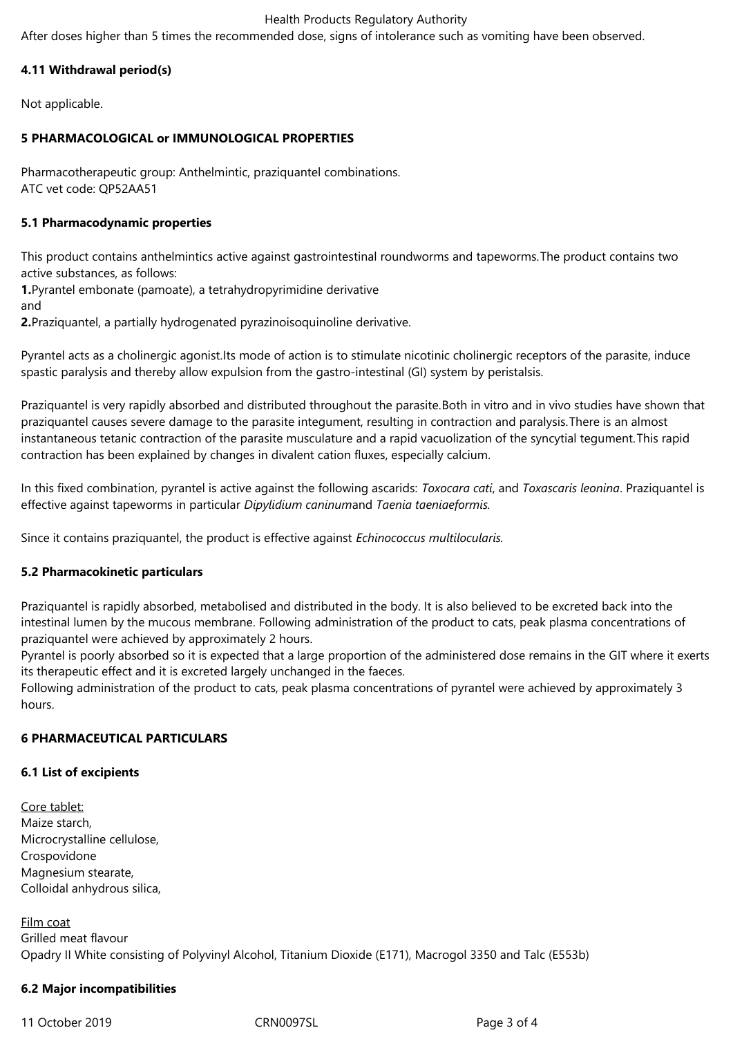After doses higher than 5 times the recommended dose, signs of intolerance such as vomiting have been observed.

**4.11 Withdrawal period(s)**

Not applicable.

**5 PHARMACOLOGICAL or IMMUNOLOGICAL PROPERTIES**

Pharmacotherapeutic group: Anthelmintic, praziquantel combinations.
ATC vet code: QP52AA51

**5.1 Pharmacodynamic properties**

This product contains anthelmintics active against gastrointestinal roundworms and tapeworms.The product contains two active substances, as follows:
**1.**Pyrantel embonate (pamoate), a tetrahydropyrimidine derivative
and
**2.**Praziquantel, a partially hydrogenated pyrazinoisoquinoline derivative.

Pyrantel acts as a cholinergic agonist.Its mode of action is to stimulate nicotinic cholinergic receptors of the parasite, induce spastic paralysis and thereby allow expulsion from the gastro-intestinal (GI) system by peristalsis.

Praziquantel is very rapidly absorbed and distributed throughout the parasite.Both in vitro and in vivo studies have shown that praziquantel causes severe damage to the parasite integument, resulting in contraction and paralysis.There is an almost instantaneous tetanic contraction of the parasite musculature and a rapid vacuolization of the syncytial tegument.This rapid contraction has been explained by changes in divalent cation fluxes, especially calcium.

In this fixed combination, pyrantel is active against the following ascarids: *Toxocara cati*, and *Toxascaris leonina*. Praziquantel is effective against tapeworms in particular *Dipylidium caninum*and *Taenia taeniaeformis.*

Since it contains praziquantel, the product is effective against *Echinococcus multilocularis.*

**5.2 Pharmacokinetic particulars**

Praziquantel is rapidly absorbed, metabolised and distributed in the body. It is also believed to be excreted back into the intestinal lumen by the mucous membrane. Following administration of the product to cats, peak plasma concentrations of praziquantel were achieved by approximately 2 hours.
Pyrantel is poorly absorbed so it is expected that a large proportion of the administered dose remains in the GIT where it exerts its therapeutic effect and it is excreted largely unchanged in the faeces.
Following administration of the product to cats, peak plasma concentrations of pyrantel were achieved by approximately 3 hours.

**6 PHARMACEUTICAL PARTICULARS**

**6.1 List of excipients**

Core tablet:
Maize starch,
Microcrystalline cellulose,
Crospovidone
Magnesium stearate,
Colloidal anhydrous silica,

Film coat
Grilled meat flavour
Opadry II White consisting of Polyvinyl Alcohol, Titanium Dioxide (E171), Macrogol 3350 and Talc (E553b)

**6.2 Major incompatibilities**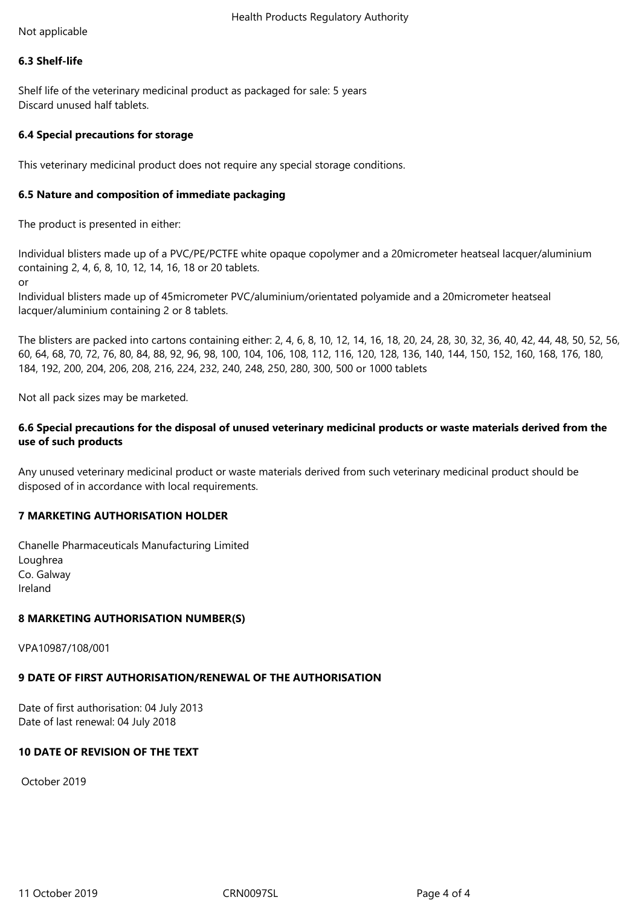Not applicable

### 6.3 Shelf-life

Shelf life of the veterinary medicinal product as packaged for sale: 5 years
Discard unused half tablets.

### 6.4 Special precautions for storage

This veterinary medicinal product does not require any special storage conditions.

### 6.5 Nature and composition of immediate packaging

The product is presented in either:

Individual blisters made up of a PVC/PE/PCTFE white opaque copolymer and a 20micrometer heatseal lacquer/aluminium containing 2, 4, 6, 8, 10, 12, 14, 16, 18 or 20 tablets.
or
Individual blisters made up of 45micrometer PVC/aluminium/orientated polyamide and a 20micrometer heatseal lacquer/aluminium containing 2 or 8 tablets.

The blisters are packed into cartons containing either: 2, 4, 6, 8, 10, 12, 14, 16, 18, 20, 24, 28, 30, 32, 36, 40, 42, 44, 48, 50, 52, 56, 60, 64, 68, 70, 72, 76, 80, 84, 88, 92, 96, 98, 100, 104, 106, 108, 112, 116, 120, 128, 136, 140, 144, 150, 152, 160, 168, 176, 180, 184, 192, 200, 204, 206, 208, 216, 224, 232, 240, 248, 250, 280, 300, 500 or 1000 tablets

Not all pack sizes may be marketed.

### 6.6 Special precautions for the disposal of unused veterinary medicinal products or waste materials derived from the use of such products

Any unused veterinary medicinal product or waste materials derived from such veterinary medicinal product should be disposed of in accordance with local requirements.

## 7 MARKETING AUTHORISATION HOLDER

Chanelle Pharmaceuticals Manufacturing Limited
Loughrea
Co. Galway
Ireland

## 8 MARKETING AUTHORISATION NUMBER(S)

VPA10987/108/001

## 9 DATE OF FIRST AUTHORISATION/RENEWAL OF THE AUTHORISATION

Date of first authorisation: 04 July 2013
Date of last renewal: 04 July 2018

## 10 DATE OF REVISION OF THE TEXT

October 2019